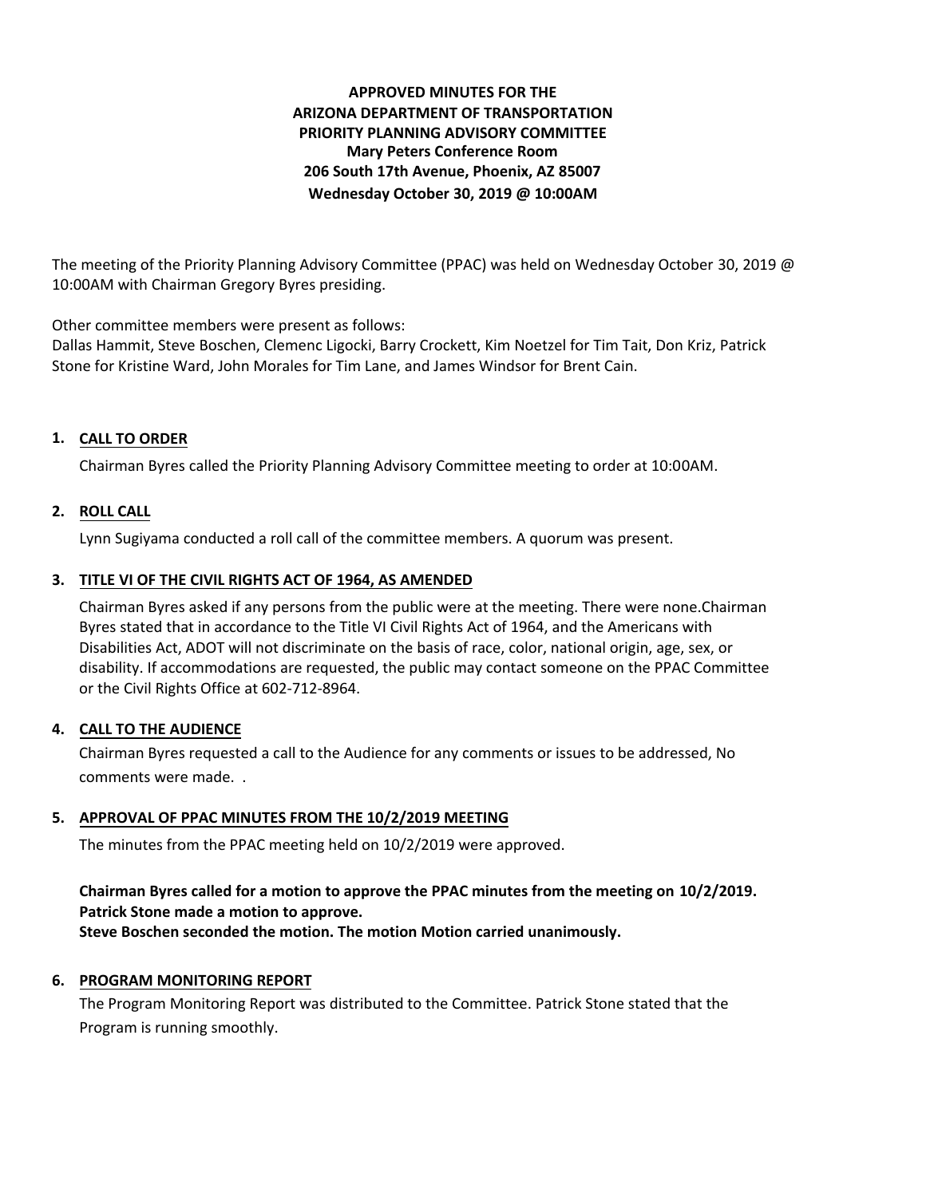# APPROVED MINUTES FOR THE ARIZONA DEPARTMENT OF TRANSPORTATION PRIORITY PLANNING ADVISORY COMMITTEE

**Mary Peters Conference Room**
**206 South 17th Avenue, Phoenix, AZ 85007**
**Wednesday October 30, 2019 @ 10:00AM**

The meeting of the Priority Planning Advisory Committee (PPAC) was held on Wednesday October 30, 2019 @ 10:00AM with Chairman Gregory Byres presiding.

Other committee members were present as follows:
Dallas Hammit, Steve Boschen, Clemenc Ligocki, Barry Crockett, Kim Noetzel for Tim Tait, Don Kriz, Patrick Stone for Kristine Ward, John Morales for Tim Lane, and James Windsor for Brent Cain.

## 1. CALL TO ORDER

Chairman Byres called the Priority Planning Advisory Committee meeting to order at 10:00AM.

## 2. ROLL CALL

Lynn Sugiyama conducted a roll call of the committee members. A quorum was present.

## 3. TITLE VI OF THE CIVIL RIGHTS ACT OF 1964, AS AMENDED

Chairman Byres asked if any persons from the public were at the meeting. There were none.Chairman Byres stated that in accordance to the Title VI Civil Rights Act of 1964, and the Americans with Disabilities Act, ADOT will not discriminate on the basis of race, color, national origin, age, sex, or disability. If accommodations are requested, the public may contact someone on the PPAC Committee or the Civil Rights Office at 602-712-8964.

## 4. CALL TO THE AUDIENCE

Chairman Byres requested a call to the Audience for any comments or issues to be addressed, No comments were made. .

## 5. APPROVAL OF PPAC MINUTES FROM THE 10/2/2019 MEETING

The minutes from the PPAC meeting held on 10/2/2019 were approved.

**Chairman Byres called for a motion to approve the PPAC minutes from the meeting on 10/2/2019.**
**Patrick Stone made a motion to approve.**
**Steve Boschen seconded the motion. The motion Motion carried unanimously.**

## 6. PROGRAM MONITORING REPORT

The Program Monitoring Report was distributed to the Committee. Patrick Stone stated that the Program is running smoothly.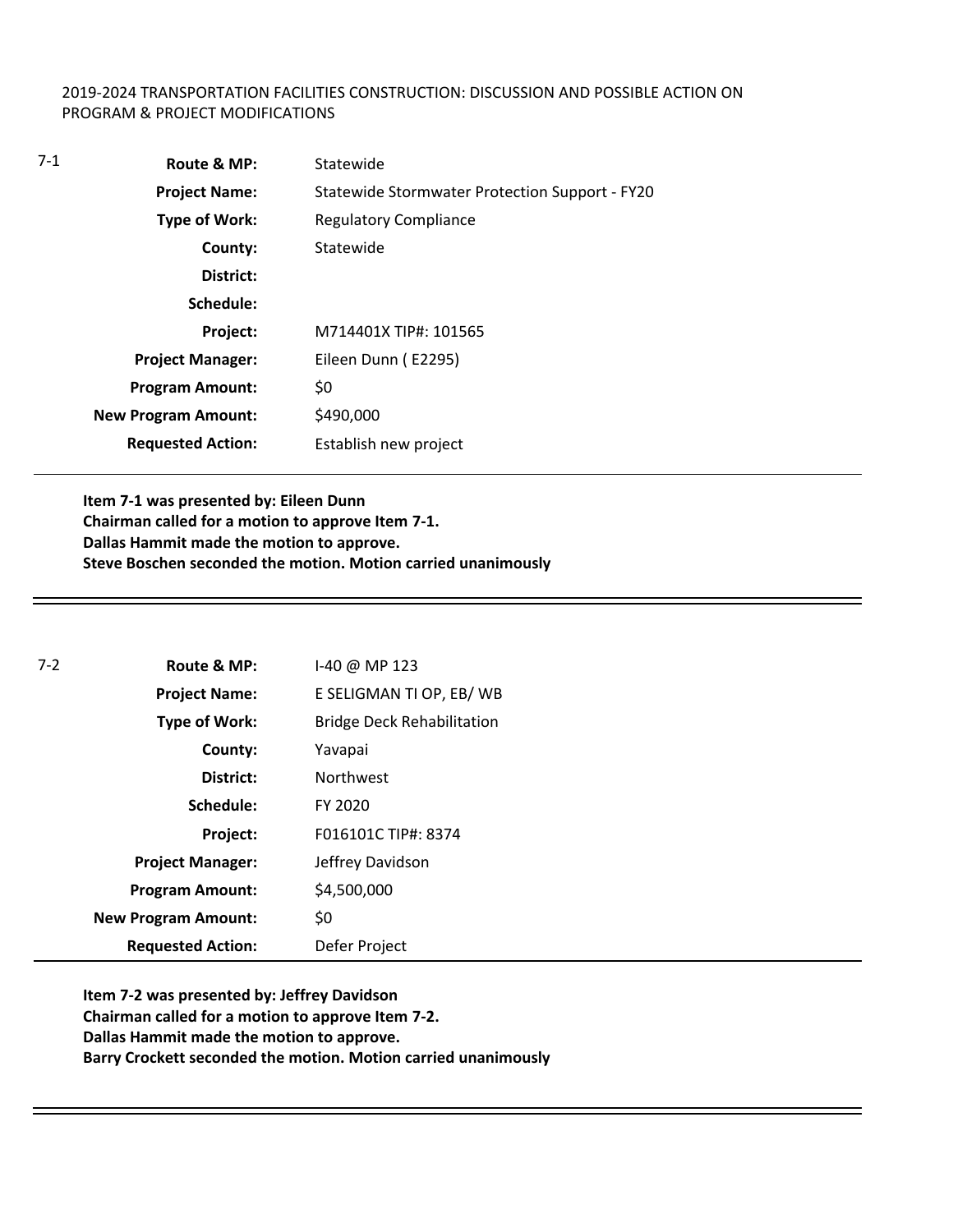2019-2024 TRANSPORTATION FACILITIES CONSTRUCTION: DISCUSSION AND POSSIBLE ACTION ON PROGRAM & PROJECT MODIFICATIONS

7-1

| | |
|---|---|
| **Route & MP:** | Statewide |
| **Project Name:** | Statewide Stormwater Protection Support - FY20 |
| **Type of Work:** | Regulatory Compliance |
| **County:** | Statewide |
| **District:** | |
| **Schedule:** | |
| **Project:** | M714401X TIP#: 101565 |
| **Project Manager:** | Eileen Dunn ( E2295) |
| **Program Amount:** | $0 |
| **New Program Amount:** | $490,000 |
| **Requested Action:** | Establish new project |

**Item 7-1 was presented by: Eileen Dunn**
**Chairman called for a motion to approve Item 7-1.**
**Dallas Hammit made the motion to approve.**
**Steve Boschen seconded the motion. Motion carried unanimously**

---

7-2

| | |
|---|---|
| **Route & MP:** | I-40 @ MP 123 |
| **Project Name:** | E SELIGMAN TI OP, EB/ WB |
| **Type of Work:** | Bridge Deck Rehabilitation |
| **County:** | Yavapai |
| **District:** | Northwest |
| **Schedule:** | FY 2020 |
| **Project:** | F016101C TIP#: 8374 |
| **Project Manager:** | Jeffrey Davidson |
| **Program Amount:** | $4,500,000 |
| **New Program Amount:** | $0 |
| **Requested Action:** | Defer Project |

**Item 7-2 was presented by: Jeffrey Davidson**
**Chairman called for a motion to approve Item 7-2.**
**Dallas Hammit made the motion to approve.**
**Barry Crockett seconded the motion. Motion carried unanimously**

---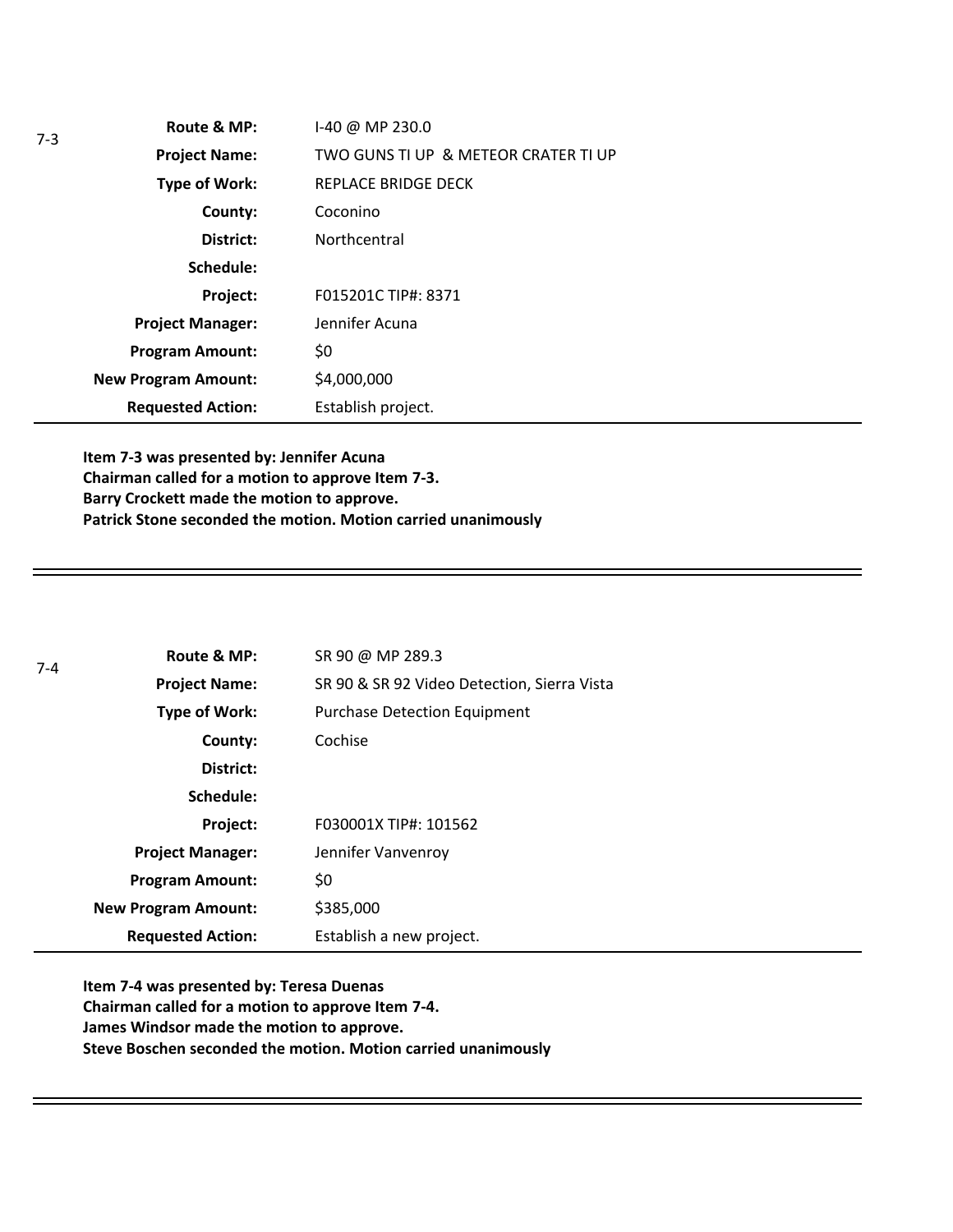7-3

| | |
|---|---|
| **Route & MP:** | I-40 @ MP 230.0 |
| **Project Name:** | TWO GUNS TI UP & METEOR CRATER TI UP |
| **Type of Work:** | REPLACE BRIDGE DECK |
| **County:** | Coconino |
| **District:** | Northcentral |
| **Schedule:** | |
| **Project:** | F015201C TIP#: 8371 |
| **Project Manager:** | Jennifer Acuna |
| **Program Amount:** | $0 |
| **New Program Amount:** | $4,000,000 |
| **Requested Action:** | Establish project. |

**Item 7-3 was presented by: Jennifer Acuna**
**Chairman called for a motion to approve Item 7-3.**
**Barry Crockett made the motion to approve.**
**Patrick Stone seconded the motion. Motion carried unanimously**

---

7-4

| | |
|---|---|
| **Route & MP:** | SR 90 @ MP 289.3 |
| **Project Name:** | SR 90 & SR 92 Video Detection, Sierra Vista |
| **Type of Work:** | Purchase Detection Equipment |
| **County:** | Cochise |
| **District:** | |
| **Schedule:** | |
| **Project:** | F030001X TIP#: 101562 |
| **Project Manager:** | Jennifer Vanvenroy |
| **Program Amount:** | $0 |
| **New Program Amount:** | $385,000 |
| **Requested Action:** | Establish a new project. |

**Item 7-4 was presented by: Teresa Duenas**
**Chairman called for a motion to approve Item 7-4.**
**James Windsor made the motion to approve.**
**Steve Boschen seconded the motion. Motion carried unanimously**

---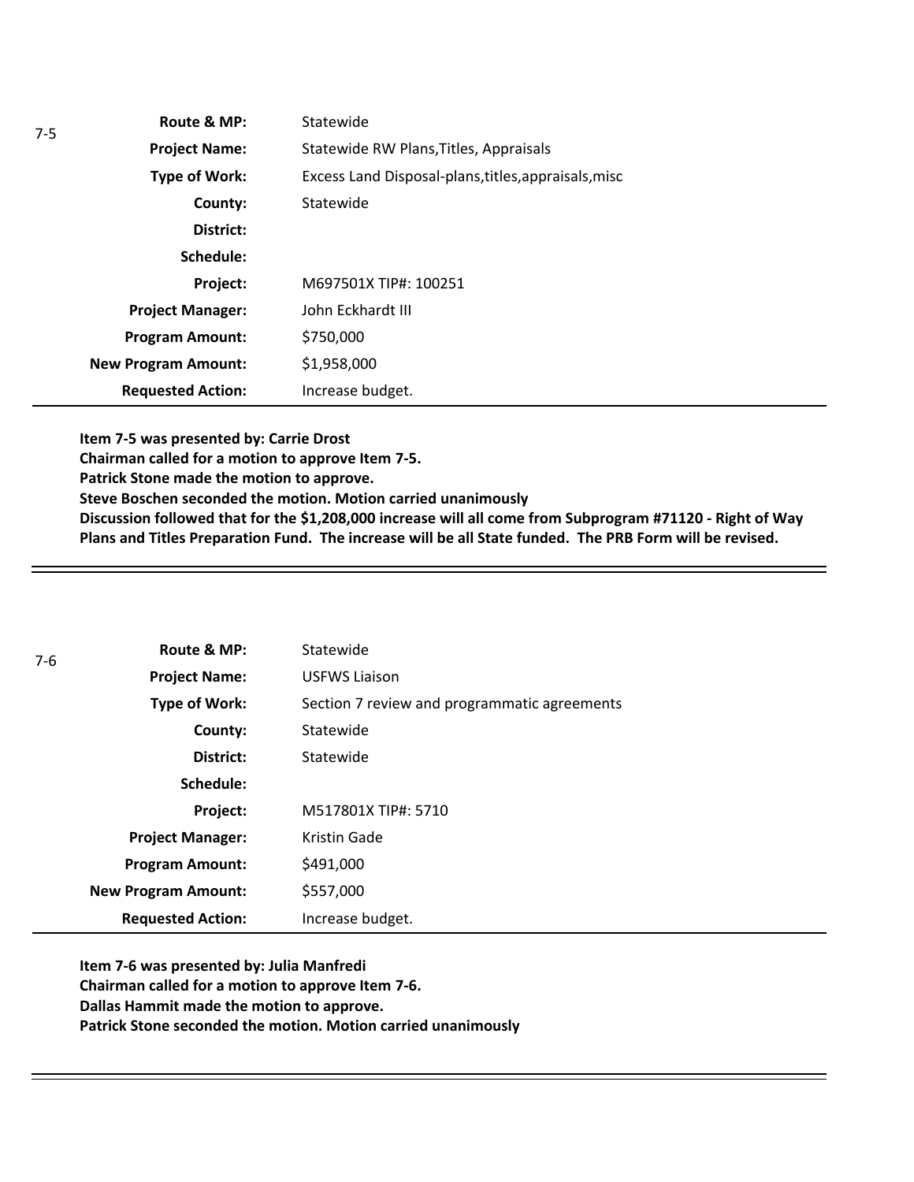7-5

| | |
|---|---|
| **Route & MP:** | Statewide |
| **Project Name:** | Statewide RW Plans,Titles, Appraisals |
| **Type of Work:** | Excess Land Disposal-plans,titles,appraisals,misc |
| **County:** | Statewide |
| **District:** | |
| **Schedule:** | |
| **Project:** | M697501X TIP#: 100251 |
| **Project Manager:** | John Eckhardt III |
| **Program Amount:** | $750,000 |
| **New Program Amount:** | $1,958,000 |
| **Requested Action:** | Increase budget. |

**Item 7-5 was presented by: Carrie Drost**
**Chairman called for a motion to approve Item 7-5.**
**Patrick Stone made the motion to approve.**
**Steve Boschen seconded the motion. Motion carried unanimously**
**Discussion followed that for the $1,208,000 increase will all come from Subprogram #71120 - Right of Way Plans and Titles Preparation Fund. The increase will be all State funded. The PRB Form will be revised.**

---

7-6

| | |
|---|---|
| **Route & MP:** | Statewide |
| **Project Name:** | USFWS Liaison |
| **Type of Work:** | Section 7 review and programmatic agreements |
| **County:** | Statewide |
| **District:** | Statewide |
| **Schedule:** | |
| **Project:** | M517801X TIP#: 5710 |
| **Project Manager:** | Kristin Gade |
| **Program Amount:** | $491,000 |
| **New Program Amount:** | $557,000 |
| **Requested Action:** | Increase budget. |

**Item 7-6 was presented by: Julia Manfredi**
**Chairman called for a motion to approve Item 7-6.**
**Dallas Hammit made the motion to approve.**
**Patrick Stone seconded the motion. Motion carried unanimously**

---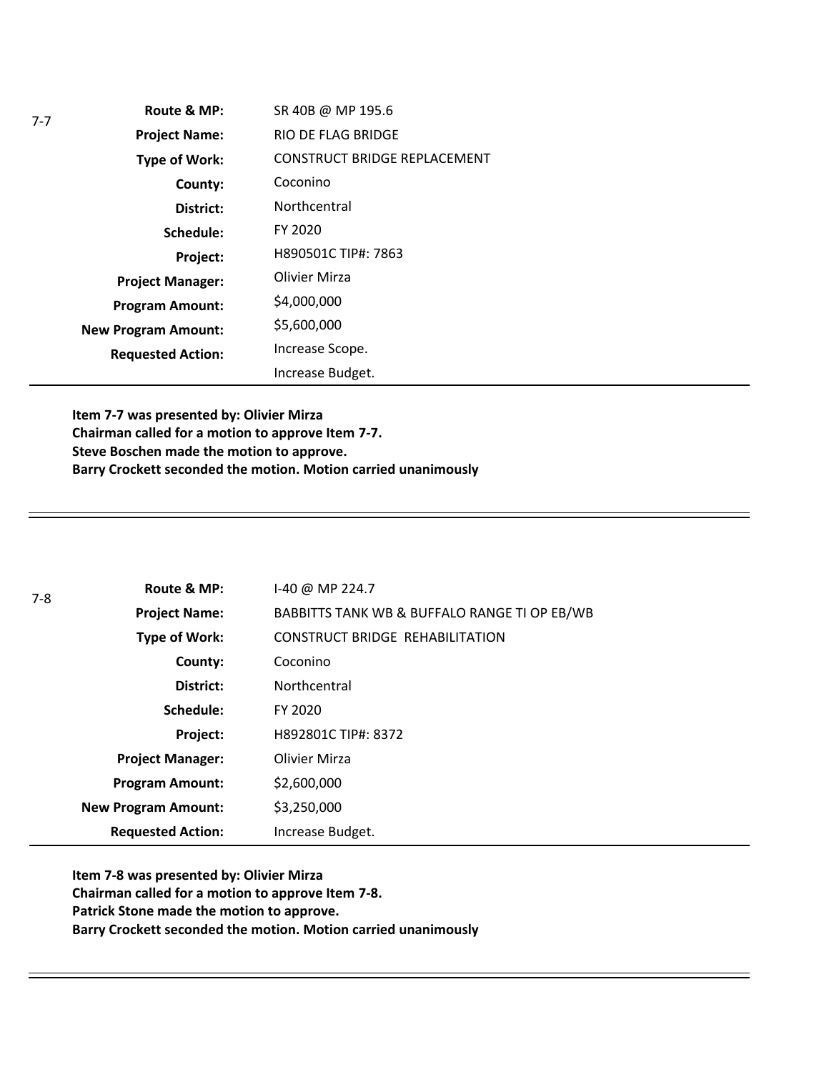7-7

| | |
|---|---|
| **Route & MP:** | SR 40B @ MP 195.6 |
| **Project Name:** | RIO DE FLAG BRIDGE |
| **Type of Work:** | CONSTRUCT BRIDGE REPLACEMENT |
| **County:** | Coconino |
| **District:** | Northcentral |
| **Schedule:** | FY 2020 |
| **Project:** | H890501C TIP#: 7863 |
| **Project Manager:** | Olivier Mirza |
| **Program Amount:** | $4,000,000 |
| **New Program Amount:** | $5,600,000 |
| **Requested Action:** | Increase Scope.<br>Increase Budget. |

**Item 7-7 was presented by: Olivier Mirza**
**Chairman called for a motion to approve Item 7-7.**
**Steve Boschen made the motion to approve.**
**Barry Crockett seconded the motion. Motion carried unanimously**

---

7-8

| | |
|---|---|
| **Route & MP:** | I-40 @ MP 224.7 |
| **Project Name:** | BABBITTS TANK WB & BUFFALO RANGE TI OP EB/WB |
| **Type of Work:** | CONSTRUCT BRIDGE REHABILITATION |
| **County:** | Coconino |
| **District:** | Northcentral |
| **Schedule:** | FY 2020 |
| **Project:** | H892801C TIP#: 8372 |
| **Project Manager:** | Olivier Mirza |
| **Program Amount:** | $2,600,000 |
| **New Program Amount:** | $3,250,000 |
| **Requested Action:** | Increase Budget. |

**Item 7-8 was presented by: Olivier Mirza**
**Chairman called for a motion to approve Item 7-8.**
**Patrick Stone made the motion to approve.**
**Barry Crockett seconded the motion. Motion carried unanimously**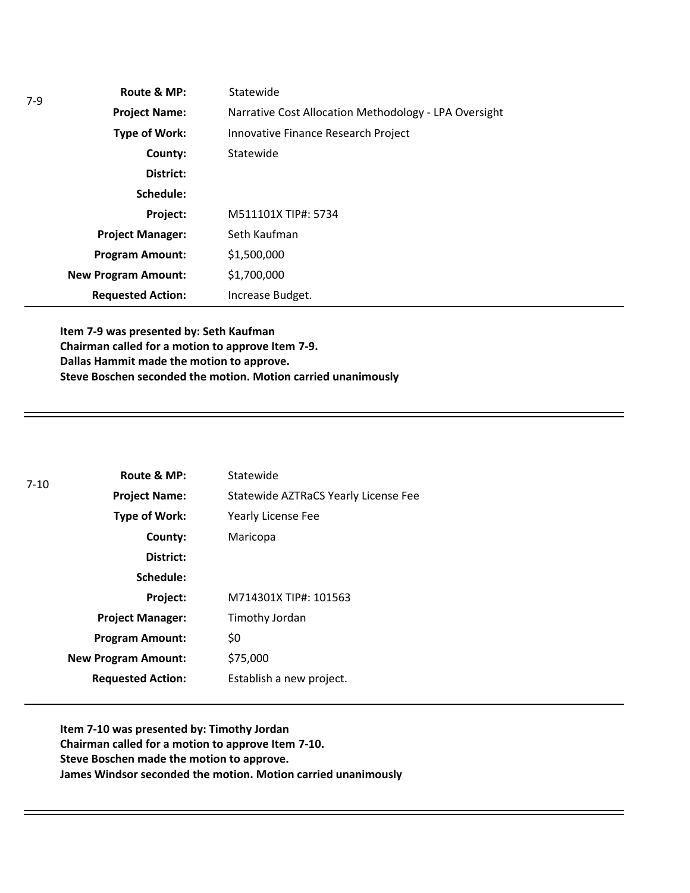7-9

| | |
|---|---|
| **Route & MP:** | Statewide |
| **Project Name:** | Narrative Cost Allocation Methodology - LPA Oversight |
| **Type of Work:** | Innovative Finance Research Project |
| **County:** | Statewide |
| **District:** | |
| **Schedule:** | |
| **Project:** | M511101X TIP#: 5734 |
| **Project Manager:** | Seth Kaufman |
| **Program Amount:** | $1,500,000 |
| **New Program Amount:** | $1,700,000 |
| **Requested Action:** | Increase Budget. |

**Item 7-9 was presented by: Seth Kaufman**
**Chairman called for a motion to approve Item 7-9.**
**Dallas Hammit made the motion to approve.**
**Steve Boschen seconded the motion. Motion carried unanimously**

---

7-10

| | |
|---|---|
| **Route & MP:** | Statewide |
| **Project Name:** | Statewide AZTRaCS Yearly License Fee |
| **Type of Work:** | Yearly License Fee |
| **County:** | Maricopa |
| **District:** | |
| **Schedule:** | |
| **Project:** | M714301X TIP#: 101563 |
| **Project Manager:** | Timothy Jordan |
| **Program Amount:** | $0 |
| **New Program Amount:** | $75,000 |
| **Requested Action:** | Establish a new project. |

**Item 7-10 was presented by: Timothy Jordan**
**Chairman called for a motion to approve Item 7-10.**
**Steve Boschen made the motion to approve.**
**James Windsor seconded the motion. Motion carried unanimously**

---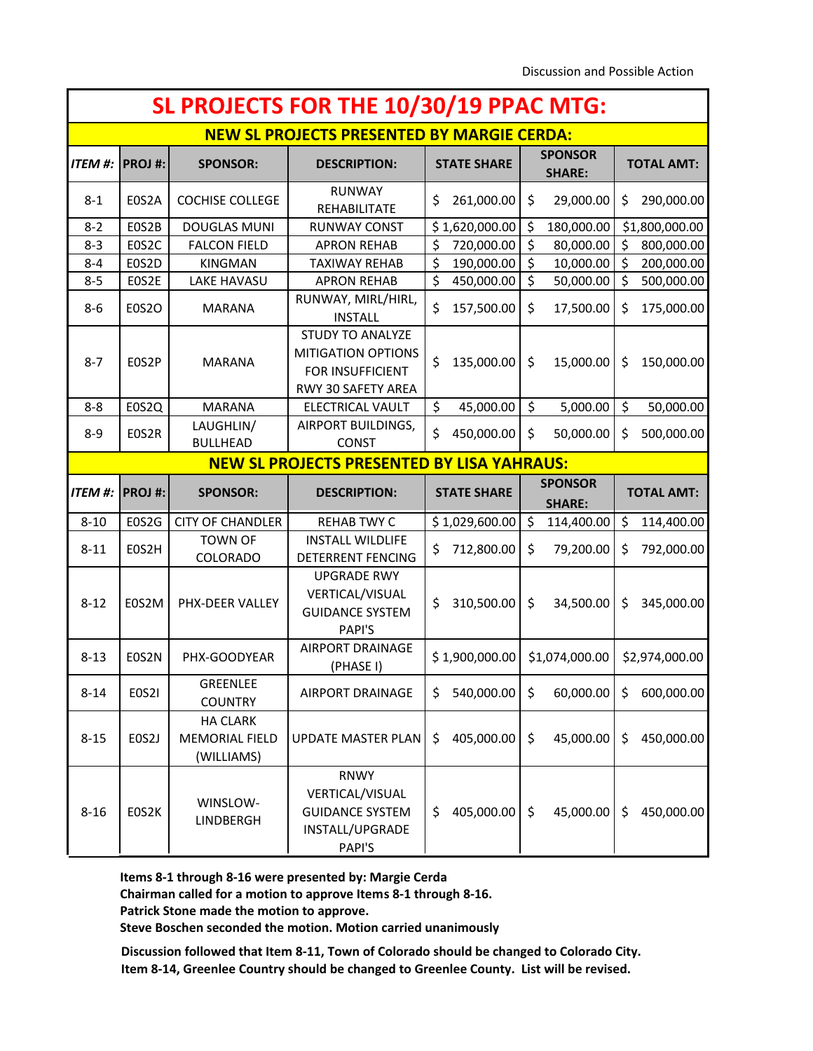Discussion and Possible Action

# SL PROJECTS FOR THE 10/30/19 PPAC MTG:

## NEW SL PROJECTS PRESENTED BY MARGIE CERDA:

| ITEM #: | PROJ #: | SPONSOR: | DESCRIPTION: | STATE SHARE | SPONSOR SHARE: | TOTAL AMT: |
|---|---|---|---|---|---|---|
| 8-1 | E0S2A | COCHISE COLLEGE | RUNWAY REHABILITATE | $ 261,000.00 | $ 29,000.00 | $ 290,000.00 |
| 8-2 | E0S2B | DOUGLAS MUNI | RUNWAY CONST | $ 1,620,000.00 | $ 180,000.00 | $1,800,000.00 |
| 8-3 | E0S2C | FALCON FIELD | APRON REHAB | $ 720,000.00 | $ 80,000.00 | $ 800,000.00 |
| 8-4 | E0S2D | KINGMAN | TAXIWAY REHAB | $ 190,000.00 | $ 10,000.00 | $ 200,000.00 |
| 8-5 | E0S2E | LAKE HAVASU | APRON REHAB | $ 450,000.00 | $ 50,000.00 | $ 500,000.00 |
| 8-6 | E0S2O | MARANA | RUNWAY, MIRL/HIRL, INSTALL | $ 157,500.00 | $ 17,500.00 | $ 175,000.00 |
| 8-7 | E0S2P | MARANA | STUDY TO ANALYZE MITIGATION OPTIONS FOR INSUFFICIENT RWY 30 SAFETY AREA | $ 135,000.00 | $ 15,000.00 | $ 150,000.00 |
| 8-8 | E0S2Q | MARANA | ELECTRICAL VAULT | $ 45,000.00 | $ 5,000.00 | $ 50,000.00 |
| 8-9 | E0S2R | LAUGHLIN/ BULLHEAD | AIRPORT BUILDINGS, CONST | $ 450,000.00 | $ 50,000.00 | $ 500,000.00 |

## NEW SL PROJECTS PRESENTED BY LISA YAHRAUS:

| ITEM #: | PROJ #: | SPONSOR: | DESCRIPTION: | STATE SHARE | SPONSOR SHARE: | TOTAL AMT: |
|---|---|---|---|---|---|---|
| 8-10 | E0S2G | CITY OF CHANDLER | REHAB TWY C | $ 1,029,600.00 | $ 114,400.00 | $ 114,400.00 |
| 8-11 | E0S2H | TOWN OF COLORADO | INSTALL WILDLIFE DETERRENT FENCING | $ 712,800.00 | $ 79,200.00 | $ 792,000.00 |
| 8-12 | E0S2M | PHX-DEER VALLEY | UPGRADE RWY VERTICAL/VISUAL GUIDANCE SYSTEM PAPI'S | $ 310,500.00 | $ 34,500.00 | $ 345,000.00 |
| 8-13 | E0S2N | PHX-GOODYEAR | AIRPORT DRAINAGE (PHASE I) | $ 1,900,000.00 | $1,074,000.00 | $2,974,000.00 |
| 8-14 | E0S2I | GREENLEE COUNTRY | AIRPORT DRAINAGE | $ 540,000.00 | $ 60,000.00 | $ 600,000.00 |
| 8-15 | E0S2J | HA CLARK MEMORIAL FIELD (WILLIAMS) | UPDATE MASTER PLAN | $ 405,000.00 | $ 45,000.00 | $ 450,000.00 |
| 8-16 | E0S2K | WINSLOW-LINDBERGH | RNWY VERTICAL/VISUAL GUIDANCE SYSTEM INSTALL/UPGRADE PAPI'S | $ 405,000.00 | $ 45,000.00 | $ 450,000.00 |

**Items 8-1 through 8-16 were presented by: Margie Cerda**
**Chairman called for a motion to approve Items 8-1 through 8-16.**
**Patrick Stone made the motion to approve.**
**Steve Boschen seconded the motion. Motion carried unanimously**

**Discussion followed that Item 8-11, Town of Colorado should be changed to Colorado City.**
**Item 8-14, Greenlee Country should be changed to Greenlee County. List will be revised.**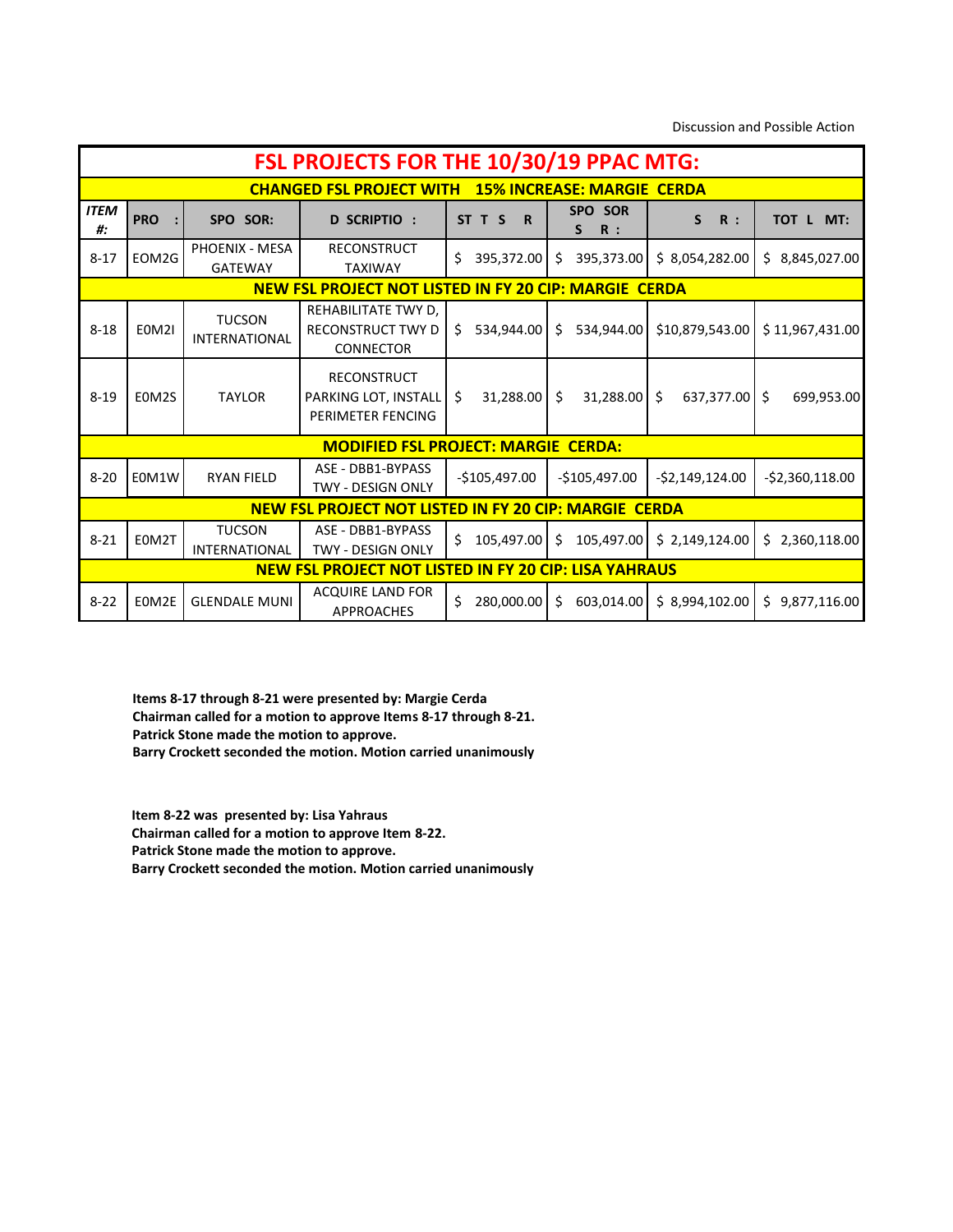Discussion and Possible Action

| FSL PROJECTS FOR THE 10/30/19 PPAC MTG: | | | | | | | |
|---|---|---|---|---|---|---|---|
| **CHANGED FSL PROJECT WITH 15% INCREASE: MARGIE CERDA** | | | | | | | |
| ***ITEM #:*** | **PRO :** | **SPO SOR:** | **D SCRIPTIO :** | **ST T S R** | **SPO SOR S R :** | **S R :** | **TOT L MT:** |
| 8-17 | E0M2G | PHOENIX - MESA GATEWAY | RECONSTRUCT TAXIWAY | $ 395,372.00 | $ 395,373.00 | $ 8,054,282.00 | $ 8,845,027.00 |
| **NEW FSL PROJECT NOT LISTED IN FY 20 CIP: MARGIE CERDA** | | | | | | | |
| 8-18 | E0M2I | TUCSON INTERNATIONAL | REHABILITATE TWY D, RECONSTRUCT TWY D CONNECTOR | $ 534,944.00 | $ 534,944.00 | $10,879,543.00 | $ 11,967,431.00 |
| 8-19 | E0M2S | TAYLOR | RECONSTRUCT PARKING LOT, INSTALL PERIMETER FENCING | $ 31,288.00 | $ 31,288.00 | $ 637,377.00 | $ 699,953.00 |
| **MODIFIED FSL PROJECT: MARGIE CERDA:** | | | | | | | |
| 8-20 | E0M1W | RYAN FIELD | ASE - DBB1-BYPASS TWY - DESIGN ONLY | -$105,497.00 | -$105,497.00 | -$2,149,124.00 | -$2,360,118.00 |
| **NEW FSL PROJECT NOT LISTED IN FY 20 CIP: MARGIE CERDA** | | | | | | | |
| 8-21 | E0M2T | TUCSON INTERNATIONAL | ASE - DBB1-BYPASS TWY - DESIGN ONLY | $ 105,497.00 | $ 105,497.00 | $ 2,149,124.00 | $ 2,360,118.00 |
| **NEW FSL PROJECT NOT LISTED IN FY 20 CIP: LISA YAHRAUS** | | | | | | | |
| 8-22 | E0M2E | GLENDALE MUNI | ACQUIRE LAND FOR APPROACHES | $ 280,000.00 | $ 603,014.00 | $ 8,994,102.00 | $ 9,877,116.00 |

**Items 8-17 through 8-21 were presented by: Margie Cerda**
**Chairman called for a motion to approve Items 8-17 through 8-21.**
**Patrick Stone made the motion to approve.**
**Barry Crockett seconded the motion. Motion carried unanimously**

**Item 8-22 was presented by: Lisa Yahraus**
**Chairman called for a motion to approve Item 8-22.**
**Patrick Stone made the motion to approve.**
**Barry Crockett seconded the motion. Motion carried unanimously**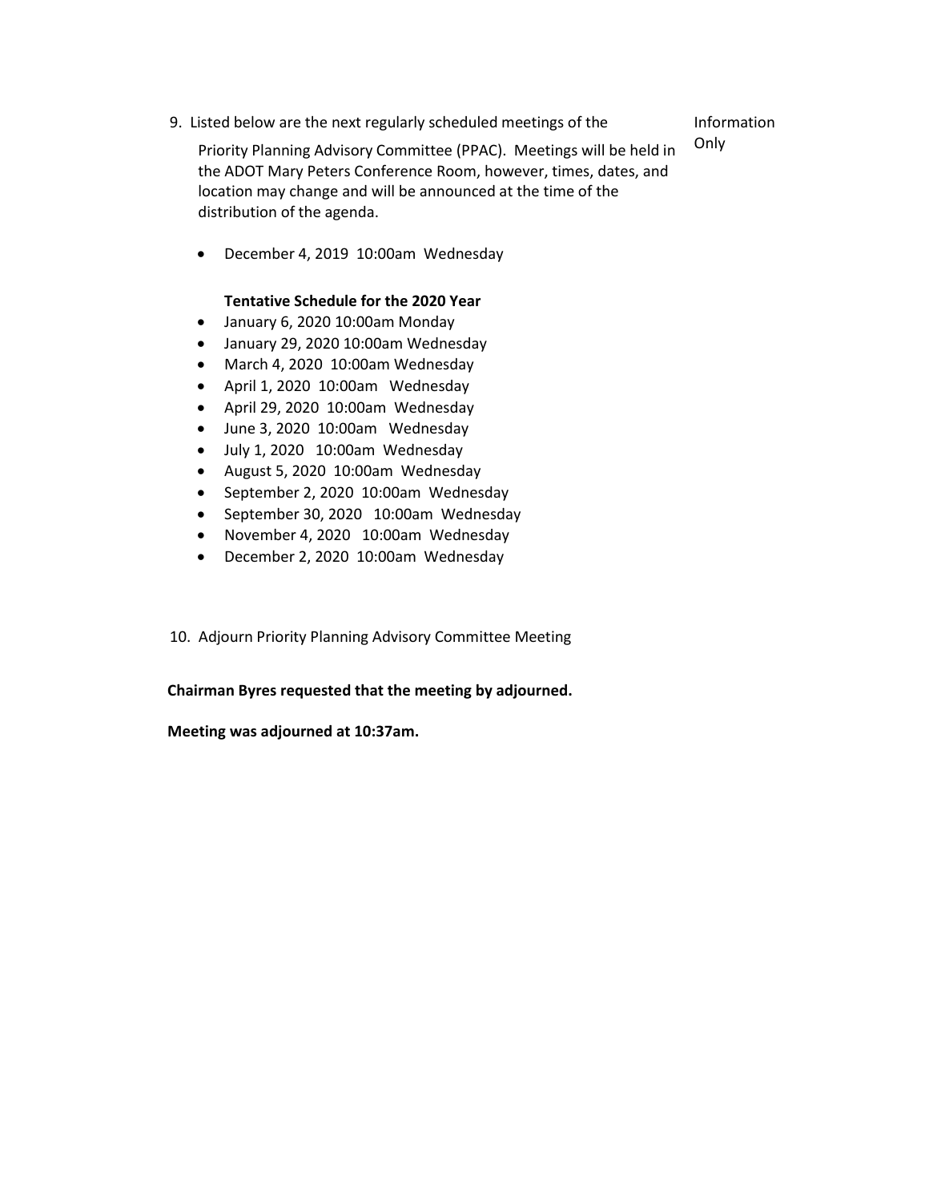9. Listed below are the next regularly scheduled meetings of the Priority Planning Advisory Committee (PPAC). Meetings will be held in the ADOT Mary Peters Conference Room, however, times, dates, and location may change and will be announced at the time of the distribution of the agenda.

Information Only

- December 4, 2019 10:00am Wednesday

**Tentative Schedule for the 2020 Year**

- January 6, 2020 10:00am Monday
- January 29, 2020 10:00am Wednesday
- March 4, 2020 10:00am Wednesday
- April 1, 2020 10:00am Wednesday
- April 29, 2020 10:00am Wednesday
- June 3, 2020 10:00am Wednesday
- July 1, 2020 10:00am Wednesday
- August 5, 2020 10:00am Wednesday
- September 2, 2020 10:00am Wednesday
- September 30, 2020 10:00am Wednesday
- November 4, 2020 10:00am Wednesday
- December 2, 2020 10:00am Wednesday

10. Adjourn Priority Planning Advisory Committee Meeting

**Chairman Byres requested that the meeting by adjourned.**

**Meeting was adjourned at 10:37am.**